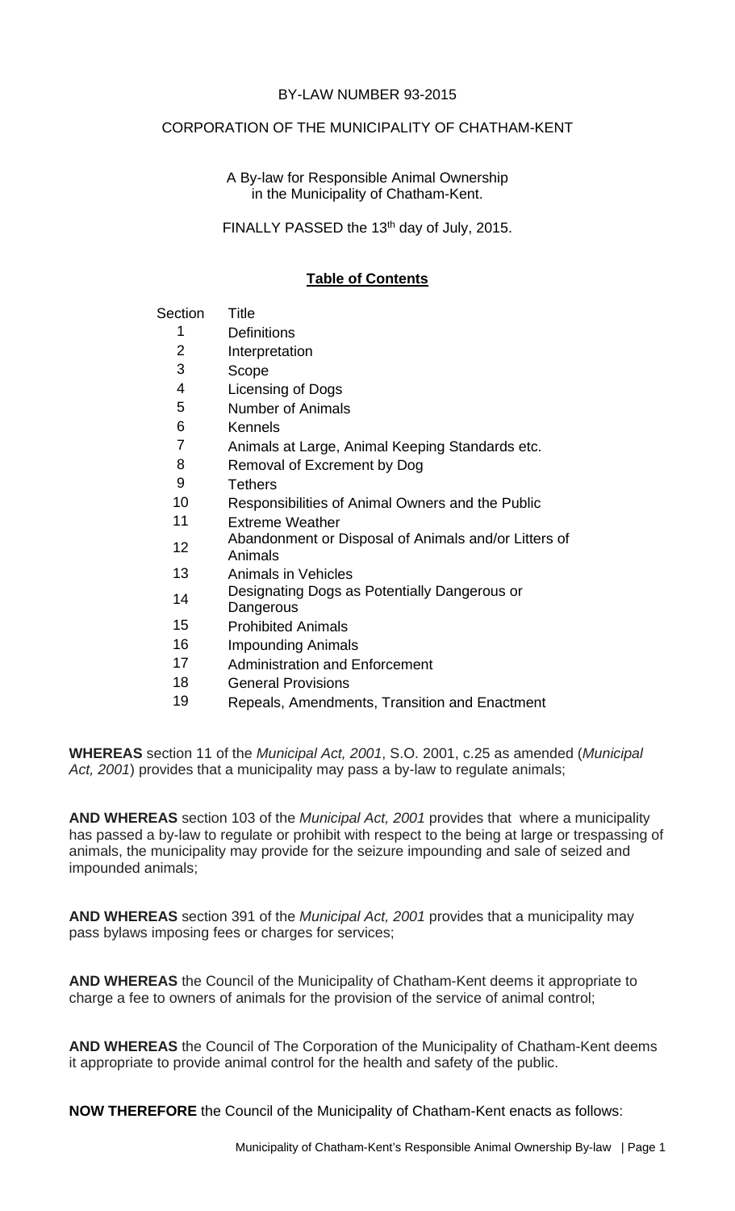BY-LAW NUMBER 93-2015

CORPORATION OF THE MUNICIPALITY OF CHATHAM-KENT

A By-law for Responsible Animal Ownership in the Municipality of Chatham-Kent.

FINALLY PASSED the 13th day of July, 2015.

**Table of Contents**

| Section | Title |
|---|---|
| 1 | Definitions |
| 2 | Interpretation |
| 3 | Scope |
| 4 | Licensing of Dogs |
| 5 | Number of Animals |
| 6 | Kennels |
| 7 | Animals at Large, Animal Keeping Standards etc. |
| 8 | Removal of Excrement by Dog |
| 9 | Tethers |
| 10 | Responsibilities of Animal Owners and the Public |
| 11 | Extreme Weather |
| 12 | Abandonment or Disposal of Animals and/or Litters of Animals |
| 13 | Animals in Vehicles |
| 14 | Designating Dogs as Potentially Dangerous or Dangerous |
| 15 | Prohibited Animals |
| 16 | Impounding Animals |
| 17 | Administration and Enforcement |
| 18 | General Provisions |
| 19 | Repeals, Amendments, Transition and Enactment |

**WHEREAS** section 11 of the *Municipal Act, 2001*, S.O. 2001, c.25 as amended (*Municipal Act, 2001*) provides that a municipality may pass a by-law to regulate animals;

**AND WHEREAS** section 103 of the *Municipal Act, 2001* provides that where a municipality has passed a by-law to regulate or prohibit with respect to the being at large or trespassing of animals, the municipality may provide for the seizure impounding and sale of seized and impounded animals;

**AND WHEREAS** section 391 of the *Municipal Act, 2001* provides that a municipality may pass bylaws imposing fees or charges for services;

**AND WHEREAS** the Council of the Municipality of Chatham-Kent deems it appropriate to charge a fee to owners of animals for the provision of the service of animal control;

**AND WHEREAS** the Council of The Corporation of the Municipality of Chatham-Kent deems it appropriate to provide animal control for the health and safety of the public.

**NOW THEREFORE** the Council of the Municipality of Chatham-Kent enacts as follows: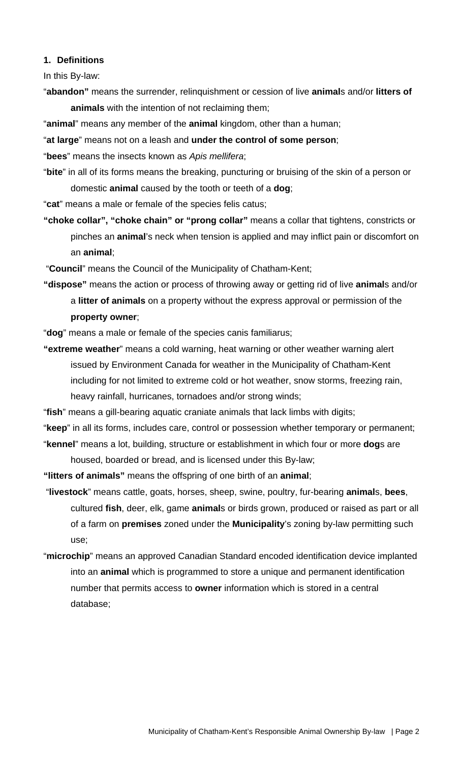**1. Definitions**

In this By-law:

"**abandon"** means the surrender, relinquishment or cession of live **animal**s and/or **litters of animals** with the intention of not reclaiming them;

"**animal**" means any member of the **animal** kingdom, other than a human;

"**at large**" means not on a leash and **under the control of some person**;

"**bees**" means the insects known as *Apis mellifera*;

"**bite**" in all of its forms means the breaking, puncturing or bruising of the skin of a person or domestic **animal** caused by the tooth or teeth of a **dog**;

"**cat**" means a male or female of the species felis catus;

**"choke collar", "choke chain" or "prong collar"** means a collar that tightens, constricts or pinches an **animal**'s neck when tension is applied and may inflict pain or discomfort on an **animal**;

"**Council**" means the Council of the Municipality of Chatham-Kent;

**"dispose"** means the action or process of throwing away or getting rid of live **animal**s and/or a **litter of animals** on a property without the express approval or permission of the **property owner**;

"**dog**" means a male or female of the species canis familiarus;

**"extreme weather**" means a cold warning, heat warning or other weather warning alert issued by Environment Canada for weather in the Municipality of Chatham-Kent including for not limited to extreme cold or hot weather, snow storms, freezing rain, heavy rainfall, hurricanes, tornadoes and/or strong winds;

"**fish**" means a gill-bearing aquatic craniate animals that lack limbs with digits;

"**keep**" in all its forms, includes care, control or possession whether temporary or permanent;

"**kennel**" means a lot, building, structure or establishment in which four or more **dog**s are housed, boarded or bread, and is licensed under this By-law;

**"litters of animals"** means the offspring of one birth of an **animal**;

"**livestock**" means cattle, goats, horses, sheep, swine, poultry, fur-bearing **animal**s, **bees**, cultured **fish**, deer, elk, game **animal**s or birds grown, produced or raised as part or all of a farm on **premises** zoned under the **Municipality**'s zoning by-law permitting such use;

"**microchip**" means an approved Canadian Standard encoded identification device implanted into an **animal** which is programmed to store a unique and permanent identification number that permits access to **owner** information which is stored in a central database;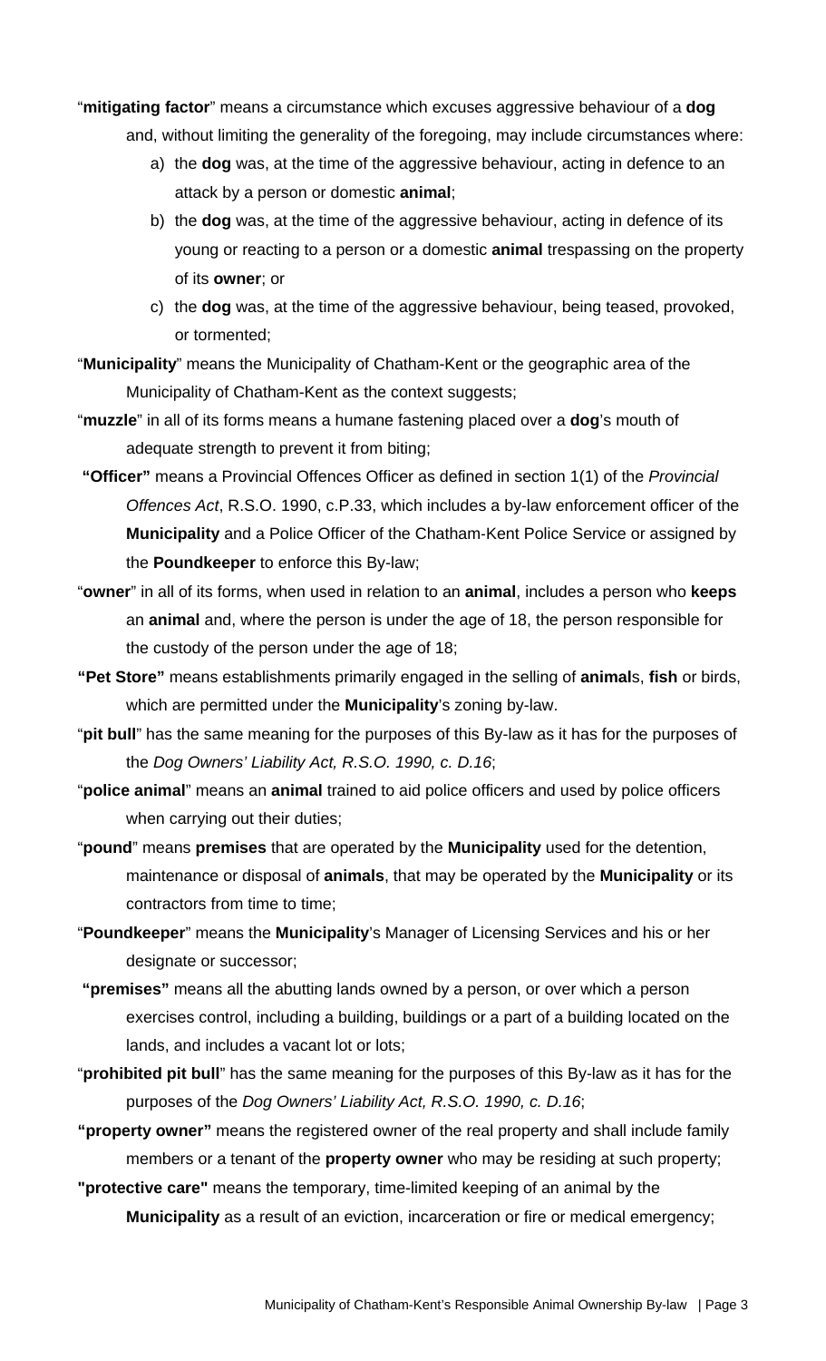"**mitigating factor**" means a circumstance which excuses aggressive behaviour of a **dog** and, without limiting the generality of the foregoing, may include circumstances where:

a) the **dog** was, at the time of the aggressive behaviour, acting in defence to an attack by a person or domestic **animal**;

b) the **dog** was, at the time of the aggressive behaviour, acting in defence of its young or reacting to a person or a domestic **animal** trespassing on the property of its **owner**; or

c) the **dog** was, at the time of the aggressive behaviour, being teased, provoked, or tormented;

"**Municipality**" means the Municipality of Chatham-Kent or the geographic area of the Municipality of Chatham-Kent as the context suggests;

"**muzzle**" in all of its forms means a humane fastening placed over a **dog**'s mouth of adequate strength to prevent it from biting;

**"Officer"** means a Provincial Offences Officer as defined in section 1(1) of the *Provincial Offences Act*, R.S.O. 1990, c.P.33, which includes a by-law enforcement officer of the **Municipality** and a Police Officer of the Chatham-Kent Police Service or assigned by the **Poundkeeper** to enforce this By-law;

"**owner**" in all of its forms, when used in relation to an **animal**, includes a person who **keeps** an **animal** and, where the person is under the age of 18, the person responsible for the custody of the person under the age of 18;

**"Pet Store"** means establishments primarily engaged in the selling of **animal**s, **fish** or birds, which are permitted under the **Municipality**'s zoning by-law.

"**pit bull**" has the same meaning for the purposes of this By-law as it has for the purposes of the *Dog Owners' Liability Act, R.S.O. 1990, c. D.16*;

"**police animal**" means an **animal** trained to aid police officers and used by police officers when carrying out their duties;

"**pound**" means **premises** that are operated by the **Municipality** used for the detention, maintenance or disposal of **animals**, that may be operated by the **Municipality** or its contractors from time to time;

"**Poundkeeper**" means the **Municipality**'s Manager of Licensing Services and his or her designate or successor;

**"premises"** means all the abutting lands owned by a person, or over which a person exercises control, including a building, buildings or a part of a building located on the lands, and includes a vacant lot or lots;

"**prohibited pit bull**" has the same meaning for the purposes of this By-law as it has for the purposes of the *Dog Owners' Liability Act, R.S.O. 1990, c. D.16*;

**"property owner"** means the registered owner of the real property and shall include family members or a tenant of the **property owner** who may be residing at such property;

**"protective care"** means the temporary, time-limited keeping of an animal by the **Municipality** as a result of an eviction, incarceration or fire or medical emergency;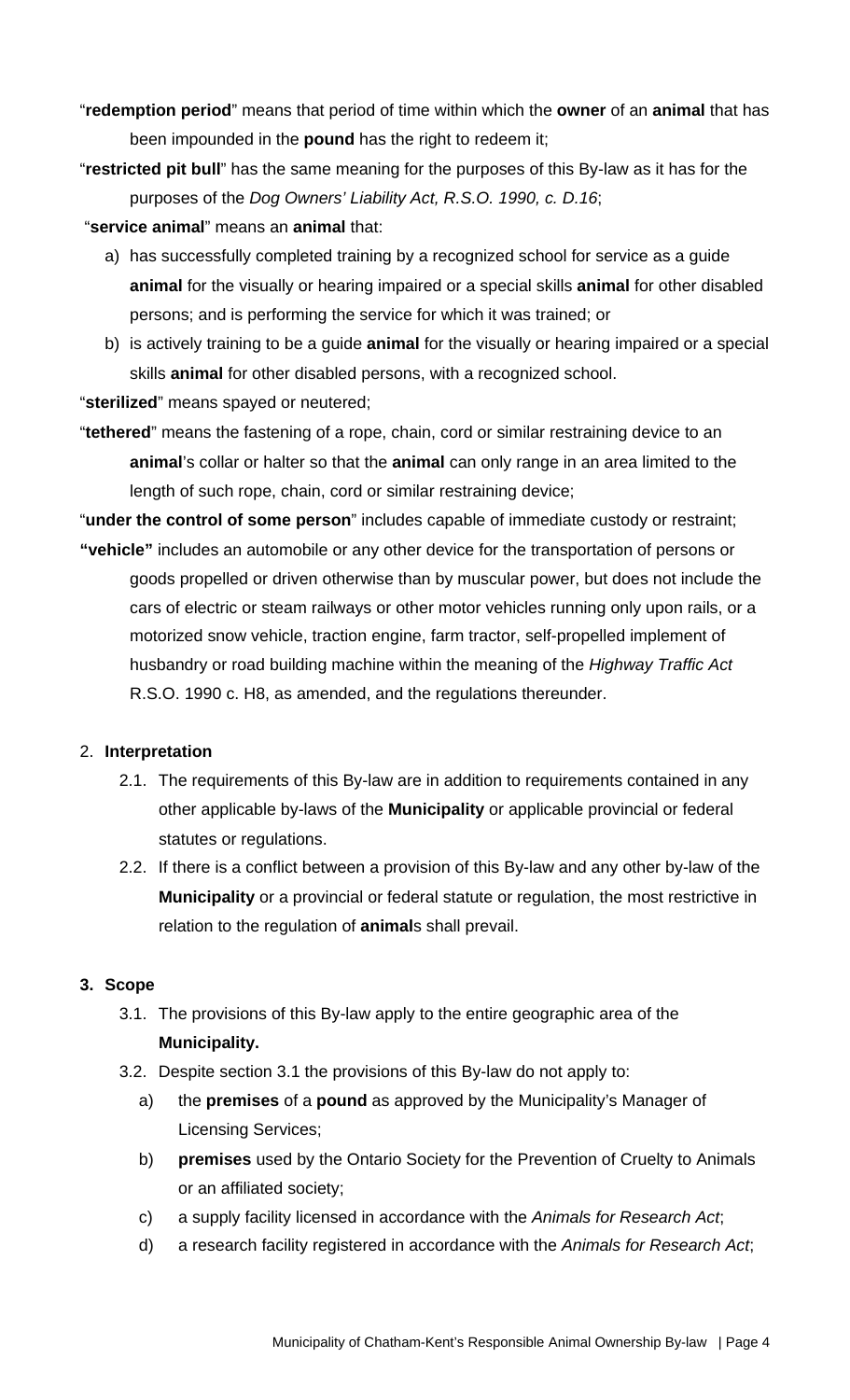"**redemption period**" means that period of time within which the **owner** of an **animal** that has been impounded in the **pound** has the right to redeem it;

"**restricted pit bull**" has the same meaning for the purposes of this By-law as it has for the purposes of the *Dog Owners' Liability Act, R.S.O. 1990, c. D.16*;

"**service animal**" means an **animal** that:

a) has successfully completed training by a recognized school for service as a guide **animal** for the visually or hearing impaired or a special skills **animal** for other disabled persons; and is performing the service for which it was trained; or
b) is actively training to be a guide **animal** for the visually or hearing impaired or a special skills **animal** for other disabled persons, with a recognized school.

"**sterilized**" means spayed or neutered;

"**tethered**" means the fastening of a rope, chain, cord or similar restraining device to an **animal**'s collar or halter so that the **animal** can only range in an area limited to the length of such rope, chain, cord or similar restraining device;

"**under the control of some person**" includes capable of immediate custody or restraint;

**"vehicle"** includes an automobile or any other device for the transportation of persons or goods propelled or driven otherwise than by muscular power, but does not include the cars of electric or steam railways or other motor vehicles running only upon rails, or a motorized snow vehicle, traction engine, farm tractor, self-propelled implement of husbandry or road building machine within the meaning of the *Highway Traffic Act* R.S.O. 1990 c. H8, as amended, and the regulations thereunder.

2. **Interpretation**

2.1. The requirements of this By-law are in addition to requirements contained in any other applicable by-laws of the **Municipality** or applicable provincial or federal statutes or regulations.

2.2. If there is a conflict between a provision of this By-law and any other by-law of the **Municipality** or a provincial or federal statute or regulation, the most restrictive in relation to the regulation of **animal**s shall prevail.

**3. Scope**

3.1. The provisions of this By-law apply to the entire geographic area of the **Municipality.**

3.2. Despite section 3.1 the provisions of this By-law do not apply to:

a) the **premises** of a **pound** as approved by the Municipality's Manager of Licensing Services;
b) **premises** used by the Ontario Society for the Prevention of Cruelty to Animals or an affiliated society;
c) a supply facility licensed in accordance with the *Animals for Research Act*;
d) a research facility registered in accordance with the *Animals for Research Act*;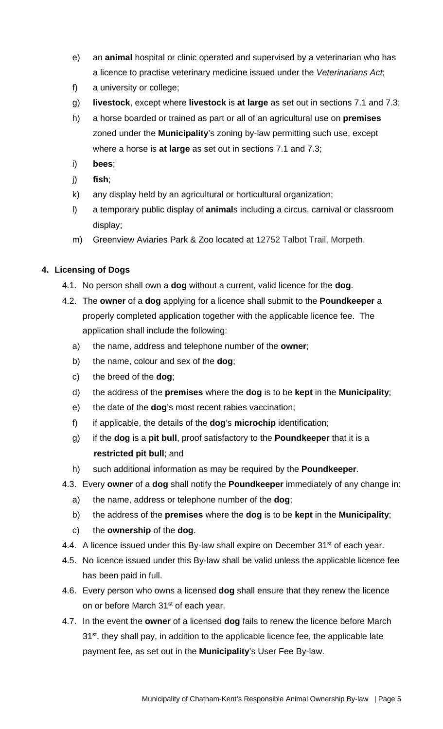e) an **animal** hospital or clinic operated and supervised by a veterinarian who has a licence to practise veterinary medicine issued under the *Veterinarians Act*;

f) a university or college;

g) **livestock**, except where **livestock** is **at large** as set out in sections 7.1 and 7.3;

h) a horse boarded or trained as part or all of an agricultural use on **premises** zoned under the **Municipality**'s zoning by-law permitting such use, except where a horse is **at large** as set out in sections 7.1 and 7.3;

i) **bees**;

j) **fish**;

k) any display held by an agricultural or horticultural organization;

l) a temporary public display of **animal**s including a circus, carnival or classroom display;

m) Greenview Aviaries Park & Zoo located at 12752 Talbot Trail, Morpeth.

## 4. Licensing of Dogs

4.1. No person shall own a **dog** without a current, valid licence for the **dog**.

4.2. The **owner** of a **dog** applying for a licence shall submit to the **Poundkeeper** a properly completed application together with the applicable licence fee. The application shall include the following:

a) the name, address and telephone number of the **owner**;

b) the name, colour and sex of the **dog**;

c) the breed of the **dog**;

d) the address of the **premises** where the **dog** is to be **kept** in the **Municipality**;

e) the date of the **dog**'s most recent rabies vaccination;

f) if applicable, the details of the **dog**'s **microchip** identification;

g) if the **dog** is a **pit bull**, proof satisfactory to the **Poundkeeper** that it is a **restricted pit bull**; and

h) such additional information as may be required by the **Poundkeeper**.

4.3. Every **owner** of a **dog** shall notify the **Poundkeeper** immediately of any change in:

a) the name, address or telephone number of the **dog**;

b) the address of the **premises** where the **dog** is to be **kept** in the **Municipality**;

c) the **ownership** of the **dog**.

4.4. A licence issued under this By-law shall expire on December 31st of each year.

4.5. No licence issued under this By-law shall be valid unless the applicable licence fee has been paid in full.

4.6. Every person who owns a licensed **dog** shall ensure that they renew the licence on or before March 31st of each year.

4.7. In the event the **owner** of a licensed **dog** fails to renew the licence before March 31st, they shall pay, in addition to the applicable licence fee, the applicable late payment fee, as set out in the **Municipality**'s User Fee By-law.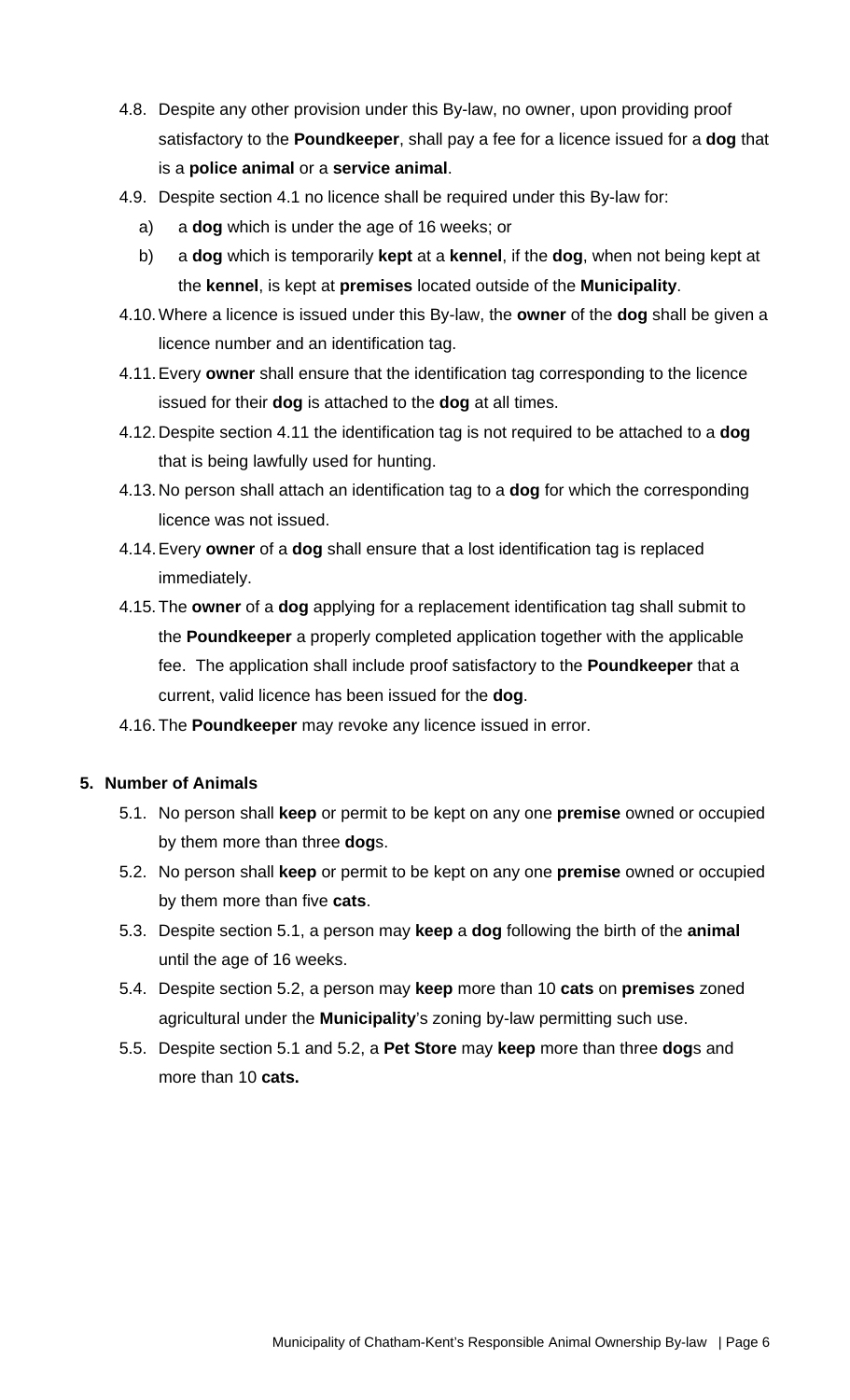4.8. Despite any other provision under this By-law, no owner, upon providing proof satisfactory to the **Poundkeeper**, shall pay a fee for a licence issued for a **dog** that is a **police animal** or a **service animal**.

4.9. Despite section 4.1 no licence shall be required under this By-law for:

a) a **dog** which is under the age of 16 weeks; or

b) a **dog** which is temporarily **kept** at a **kennel**, if the **dog**, when not being kept at the **kennel**, is kept at **premises** located outside of the **Municipality**.

4.10. Where a licence is issued under this By-law, the **owner** of the **dog** shall be given a licence number and an identification tag.

4.11. Every **owner** shall ensure that the identification tag corresponding to the licence issued for their **dog** is attached to the **dog** at all times.

4.12. Despite section 4.11 the identification tag is not required to be attached to a **dog** that is being lawfully used for hunting.

4.13. No person shall attach an identification tag to a **dog** for which the corresponding licence was not issued.

4.14. Every **owner** of a **dog** shall ensure that a lost identification tag is replaced immediately.

4.15. The **owner** of a **dog** applying for a replacement identification tag shall submit to the **Poundkeeper** a properly completed application together with the applicable fee. The application shall include proof satisfactory to the **Poundkeeper** that a current, valid licence has been issued for the **dog**.

4.16. The **Poundkeeper** may revoke any licence issued in error.

**5. Number of Animals**

5.1. No person shall **keep** or permit to be kept on any one **premise** owned or occupied by them more than three **dog**s.

5.2. No person shall **keep** or permit to be kept on any one **premise** owned or occupied by them more than five **cats**.

5.3. Despite section 5.1, a person may **keep** a **dog** following the birth of the **animal** until the age of 16 weeks.

5.4. Despite section 5.2, a person may **keep** more than 10 **cats** on **premises** zoned agricultural under the **Municipality**'s zoning by-law permitting such use.

5.5. Despite section 5.1 and 5.2, a **Pet Store** may **keep** more than three **dog**s and more than 10 **cats.**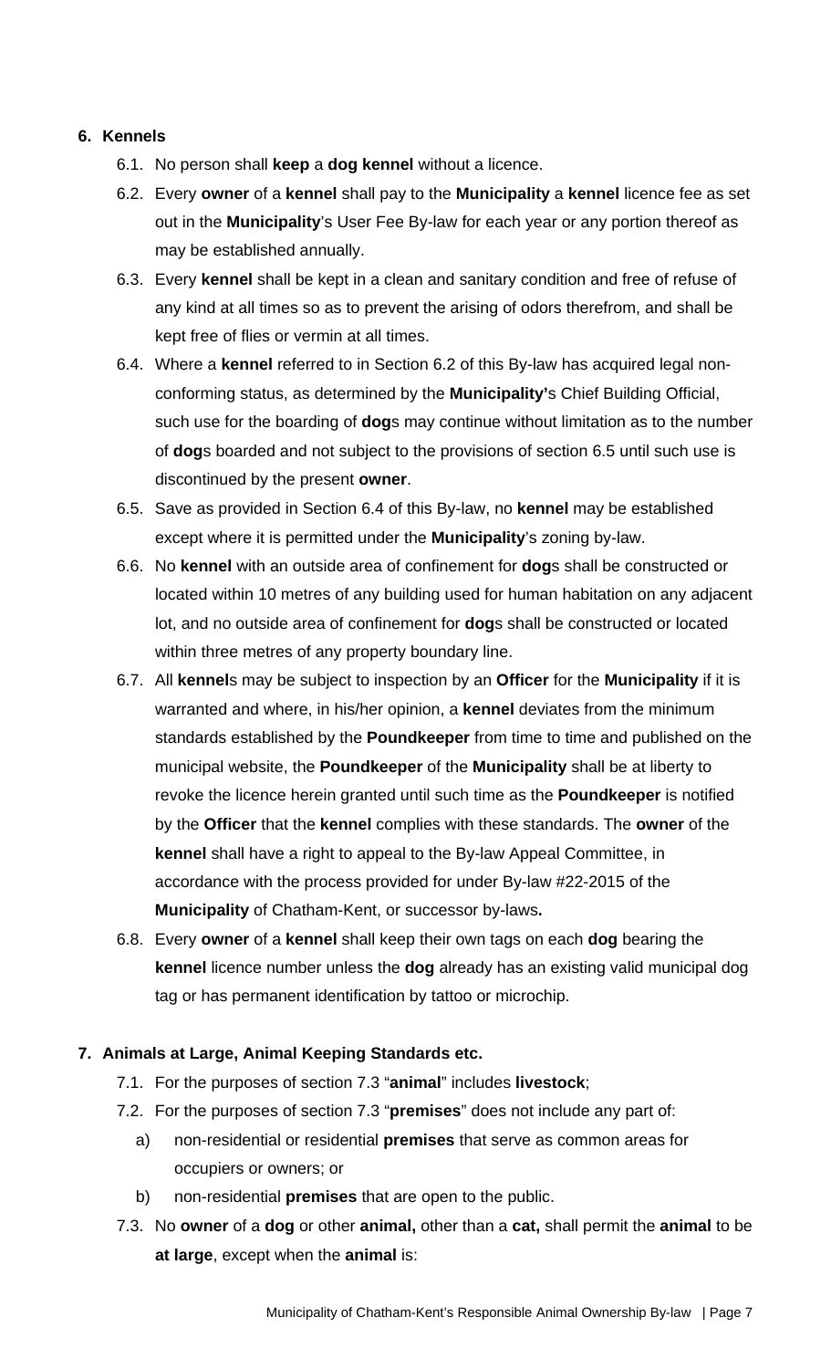## 6. Kennels

6.1. No person shall **keep** a **dog kennel** without a licence.

6.2. Every **owner** of a **kennel** shall pay to the **Municipality** a **kennel** licence fee as set out in the **Municipality**'s User Fee By-law for each year or any portion thereof as may be established annually.

6.3. Every **kennel** shall be kept in a clean and sanitary condition and free of refuse of any kind at all times so as to prevent the arising of odors therefrom, and shall be kept free of flies or vermin at all times.

6.4. Where a **kennel** referred to in Section 6.2 of this By-law has acquired legal non-conforming status, as determined by the **Municipality'**s Chief Building Official, such use for the boarding of **dog**s may continue without limitation as to the number of **dog**s boarded and not subject to the provisions of section 6.5 until such use is discontinued by the present **owner**.

6.5. Save as provided in Section 6.4 of this By-law, no **kennel** may be established except where it is permitted under the **Municipality**'s zoning by-law.

6.6. No **kennel** with an outside area of confinement for **dog**s shall be constructed or located within 10 metres of any building used for human habitation on any adjacent lot, and no outside area of confinement for **dog**s shall be constructed or located within three metres of any property boundary line.

6.7. All **kennel**s may be subject to inspection by an **Officer** for the **Municipality** if it is warranted and where, in his/her opinion, a **kennel** deviates from the minimum standards established by the **Poundkeeper** from time to time and published on the municipal website, the **Poundkeeper** of the **Municipality** shall be at liberty to revoke the licence herein granted until such time as the **Poundkeeper** is notified by the **Officer** that the **kennel** complies with these standards. The **owner** of the **kennel** shall have a right to appeal to the By-law Appeal Committee, in accordance with the process provided for under By-law #22-2015 of the **Municipality** of Chatham-Kent, or successor by-laws**.**

6.8. Every **owner** of a **kennel** shall keep their own tags on each **dog** bearing the **kennel** licence number unless the **dog** already has an existing valid municipal dog tag or has permanent identification by tattoo or microchip.

## 7. Animals at Large, Animal Keeping Standards etc.

7.1. For the purposes of section 7.3 "**animal**" includes **livestock**;

7.2. For the purposes of section 7.3 "**premises**" does not include any part of:

a) non-residential or residential **premises** that serve as common areas for occupiers or owners; or

b) non-residential **premises** that are open to the public.

7.3. No **owner** of a **dog** or other **animal,** other than a **cat,** shall permit the **animal** to be **at large**, except when the **animal** is: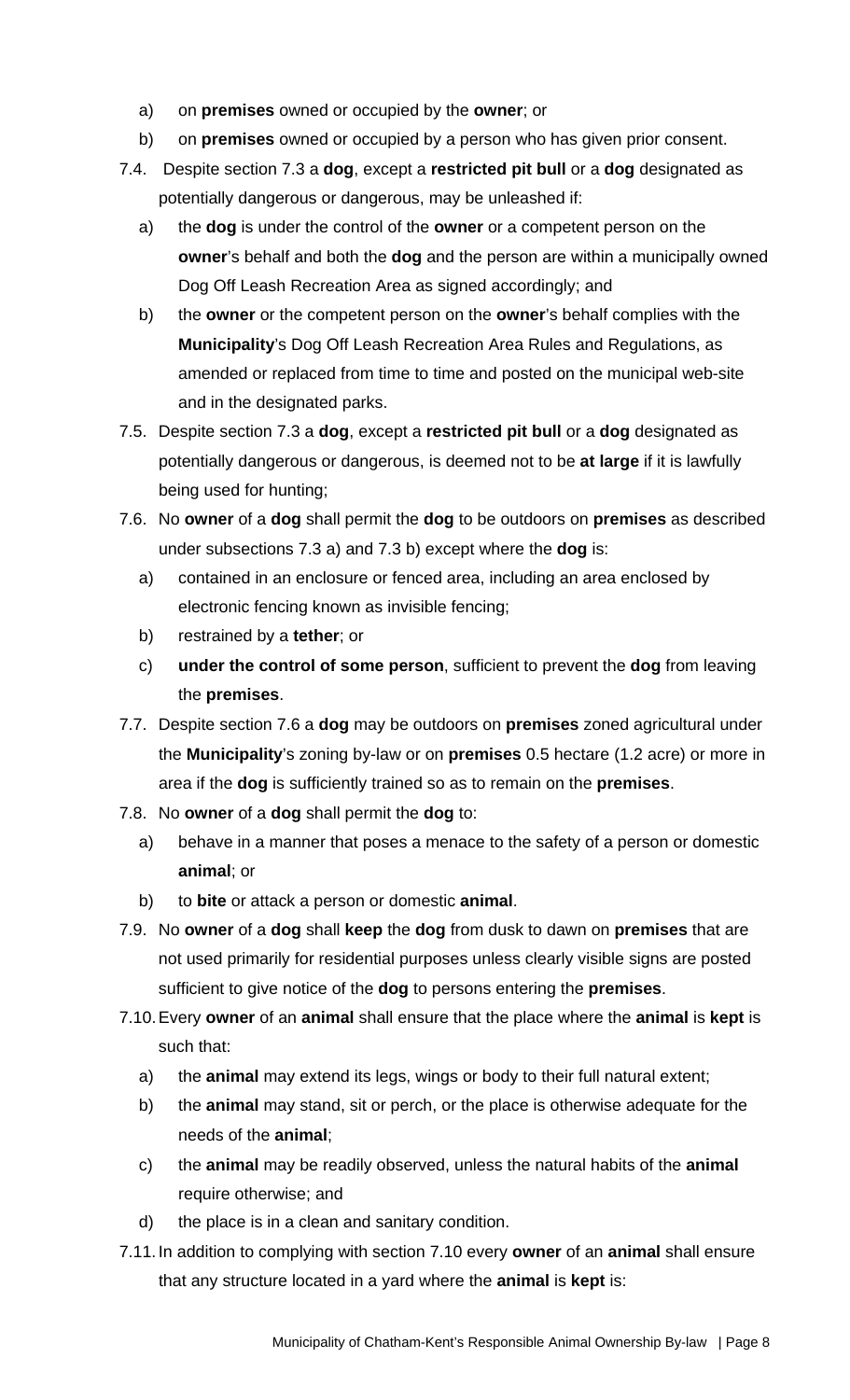a) on **premises** owned or occupied by the **owner**; or

b) on **premises** owned or occupied by a person who has given prior consent.

7.4. Despite section 7.3 a **dog**, except a **restricted pit bull** or a **dog** designated as potentially dangerous or dangerous, may be unleashed if:

a) the **dog** is under the control of the **owner** or a competent person on the **owner**'s behalf and both the **dog** and the person are within a municipally owned Dog Off Leash Recreation Area as signed accordingly; and

b) the **owner** or the competent person on the **owner**'s behalf complies with the **Municipality**'s Dog Off Leash Recreation Area Rules and Regulations, as amended or replaced from time to time and posted on the municipal web-site and in the designated parks.

7.5. Despite section 7.3 a **dog**, except a **restricted pit bull** or a **dog** designated as potentially dangerous or dangerous, is deemed not to be **at large** if it is lawfully being used for hunting;

7.6. No **owner** of a **dog** shall permit the **dog** to be outdoors on **premises** as described under subsections 7.3 a) and 7.3 b) except where the **dog** is:

a) contained in an enclosure or fenced area, including an area enclosed by electronic fencing known as invisible fencing;

b) restrained by a **tether**; or

c) **under the control of some person**, sufficient to prevent the **dog** from leaving the **premises**.

7.7. Despite section 7.6 a **dog** may be outdoors on **premises** zoned agricultural under the **Municipality**'s zoning by-law or on **premises** 0.5 hectare (1.2 acre) or more in area if the **dog** is sufficiently trained so as to remain on the **premises**.

7.8. No **owner** of a **dog** shall permit the **dog** to:

a) behave in a manner that poses a menace to the safety of a person or domestic **animal**; or

b) to **bite** or attack a person or domestic **animal**.

7.9. No **owner** of a **dog** shall **keep** the **dog** from dusk to dawn on **premises** that are not used primarily for residential purposes unless clearly visible signs are posted sufficient to give notice of the **dog** to persons entering the **premises**.

7.10. Every **owner** of an **animal** shall ensure that the place where the **animal** is **kept** is such that:

a) the **animal** may extend its legs, wings or body to their full natural extent;

b) the **animal** may stand, sit or perch, or the place is otherwise adequate for the needs of the **animal**;

c) the **animal** may be readily observed, unless the natural habits of the **animal** require otherwise; and

d) the place is in a clean and sanitary condition.

7.11. In addition to complying with section 7.10 every **owner** of an **animal** shall ensure that any structure located in a yard where the **animal** is **kept** is: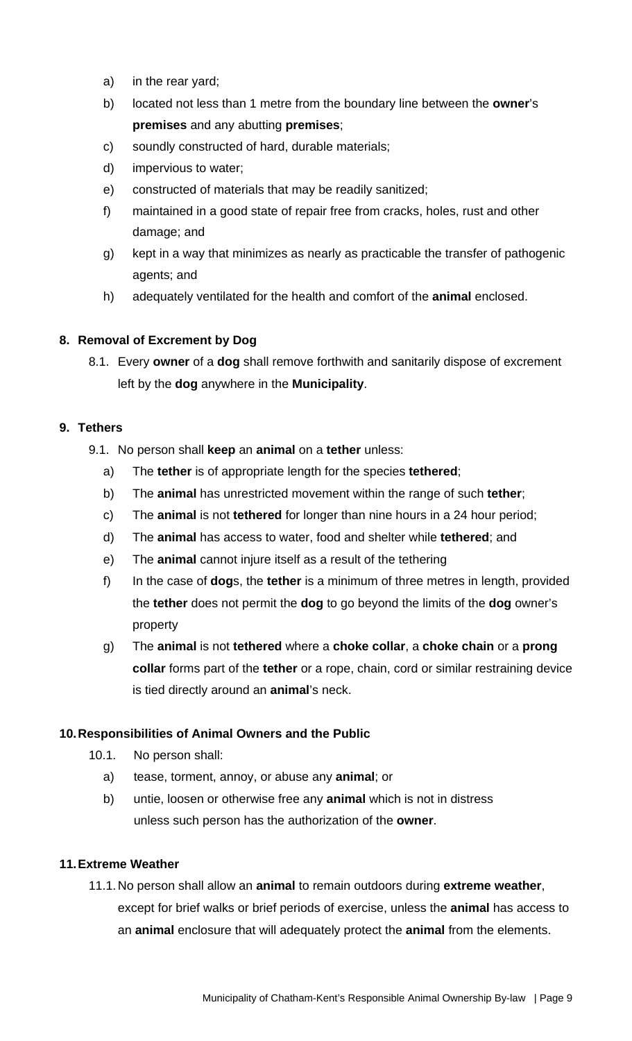a) in the rear yard;

b) located not less than 1 metre from the boundary line between the **owner**'s **premises** and any abutting **premises**;

c) soundly constructed of hard, durable materials;

d) impervious to water;

e) constructed of materials that may be readily sanitized;

f) maintained in a good state of repair free from cracks, holes, rust and other damage; and

g) kept in a way that minimizes as nearly as practicable the transfer of pathogenic agents; and

h) adequately ventilated for the health and comfort of the **animal** enclosed.

## 8. Removal of Excrement by Dog

8.1. Every **owner** of a **dog** shall remove forthwith and sanitarily dispose of excrement left by the **dog** anywhere in the **Municipality**.

## 9. Tethers

9.1. No person shall **keep** an **animal** on a **tether** unless:

a) The **tether** is of appropriate length for the species **tethered**;

b) The **animal** has unrestricted movement within the range of such **tether**;

c) The **animal** is not **tethered** for longer than nine hours in a 24 hour period;

d) The **animal** has access to water, food and shelter while **tethered**; and

e) The **animal** cannot injure itself as a result of the tethering

f) In the case of **dog**s, the **tether** is a minimum of three metres in length, provided the **tether** does not permit the **dog** to go beyond the limits of the **dog** owner's property

g) The **animal** is not **tethered** where a **choke collar**, a **choke chain** or a **prong collar** forms part of the **tether** or a rope, chain, cord or similar restraining device is tied directly around an **animal**'s neck.

## 10. Responsibilities of Animal Owners and the Public

10.1. No person shall:

a) tease, torment, annoy, or abuse any **animal**; or

b) untie, loosen or otherwise free any **animal** which is not in distress unless such person has the authorization of the **owner**.

## 11. Extreme Weather

11.1. No person shall allow an **animal** to remain outdoors during **extreme weather**, except for brief walks or brief periods of exercise, unless the **animal** has access to an **animal** enclosure that will adequately protect the **animal** from the elements.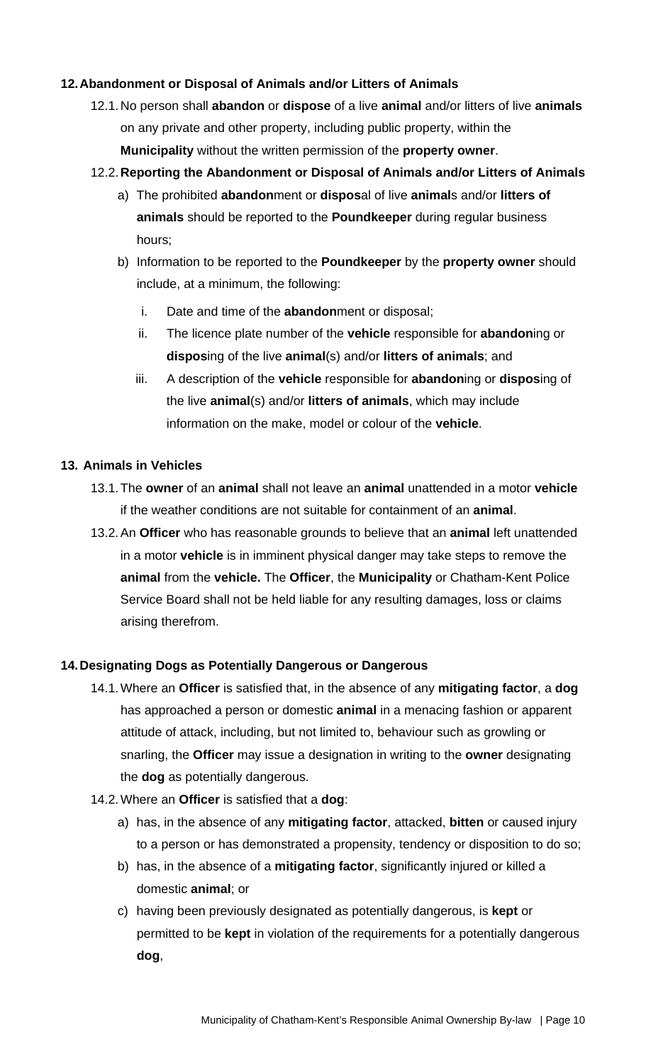## 12. Abandonment or Disposal of Animals and/or Litters of Animals

12.1. No person shall **abandon** or **dispose** of a live **animal** and/or litters of live **animals** on any private and other property, including public property, within the **Municipality** without the written permission of the **property owner**.

12.2. **Reporting the Abandonment or Disposal of Animals and/or Litters of Animals**

a) The prohibited **abandon**ment or **dispos**al of live **animal**s and/or **litters of animals** should be reported to the **Poundkeeper** during regular business hours;

b) Information to be reported to the **Poundkeeper** by the **property owner** should include, at a minimum, the following:

i. Date and time of the **abandon**ment or disposal;

ii. The licence plate number of the **vehicle** responsible for **abandon**ing or **dispos**ing of the live **animal**(s) and/or **litters of animals**; and

iii. A description of the **vehicle** responsible for **abandon**ing or **dispos**ing of the live **animal**(s) and/or **litters of animals**, which may include information on the make, model or colour of the **vehicle**.

## 13. Animals in Vehicles

13.1. The **owner** of an **animal** shall not leave an **animal** unattended in a motor **vehicle** if the weather conditions are not suitable for containment of an **animal**.

13.2. An **Officer** who has reasonable grounds to believe that an **animal** left unattended in a motor **vehicle** is in imminent physical danger may take steps to remove the **animal** from the **vehicle.** The **Officer**, the **Municipality** or Chatham-Kent Police Service Board shall not be held liable for any resulting damages, loss or claims arising therefrom.

## 14. Designating Dogs as Potentially Dangerous or Dangerous

14.1. Where an **Officer** is satisfied that, in the absence of any **mitigating factor**, a **dog** has approached a person or domestic **animal** in a menacing fashion or apparent attitude of attack, including, but not limited to, behaviour such as growling or snarling, the **Officer** may issue a designation in writing to the **owner** designating the **dog** as potentially dangerous.

14.2. Where an **Officer** is satisfied that a **dog**:

a) has, in the absence of any **mitigating factor**, attacked, **bitten** or caused injury to a person or has demonstrated a propensity, tendency or disposition to do so;

b) has, in the absence of a **mitigating factor**, significantly injured or killed a domestic **animal**; or

c) having been previously designated as potentially dangerous, is **kept** or permitted to be **kept** in violation of the requirements for a potentially dangerous **dog**,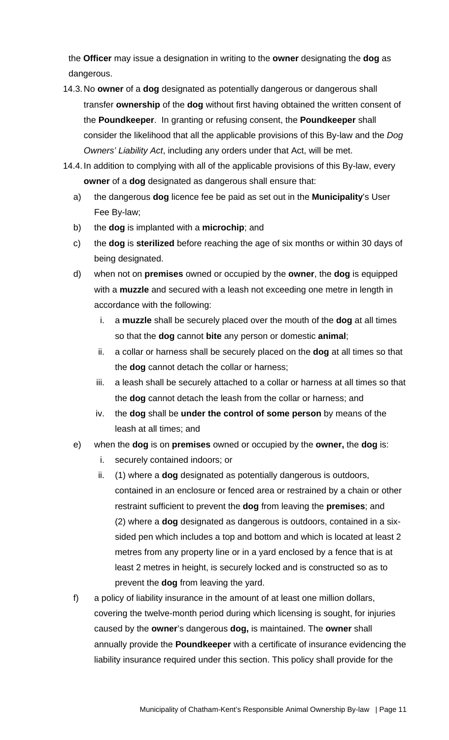the **Officer** may issue a designation in writing to the **owner** designating the **dog** as dangerous.

14.3. No **owner** of a **dog** designated as potentially dangerous or dangerous shall transfer **ownership** of the **dog** without first having obtained the written consent of the **Poundkeeper**. In granting or refusing consent, the **Poundkeeper** shall consider the likelihood that all the applicable provisions of this By-law and the *Dog Owners' Liability Act*, including any orders under that Act, will be met.

14.4. In addition to complying with all of the applicable provisions of this By-law, every **owner** of a **dog** designated as dangerous shall ensure that:

a) the dangerous **dog** licence fee be paid as set out in the **Municipality**'s User Fee By-law;

b) the **dog** is implanted with a **microchip**; and

c) the **dog** is **sterilized** before reaching the age of six months or within 30 days of being designated.

d) when not on **premises** owned or occupied by the **owner**, the **dog** is equipped with a **muzzle** and secured with a leash not exceeding one metre in length in accordance with the following:

   i. a **muzzle** shall be securely placed over the mouth of the **dog** at all times so that the **dog** cannot **bite** any person or domestic **animal**;

   ii. a collar or harness shall be securely placed on the **dog** at all times so that the **dog** cannot detach the collar or harness;

   iii. a leash shall be securely attached to a collar or harness at all times so that the **dog** cannot detach the leash from the collar or harness; and

   iv. the **dog** shall be **under the control of some person** by means of the leash at all times; and

e) when the **dog** is on **premises** owned or occupied by the **owner,** the **dog** is:

   i. securely contained indoors; or

   ii. (1) where a **dog** designated as potentially dangerous is outdoors, contained in an enclosure or fenced area or restrained by a chain or other restraint sufficient to prevent the **dog** from leaving the **premises**; and (2) where a **dog** designated as dangerous is outdoors, contained in a six-sided pen which includes a top and bottom and which is located at least 2 metres from any property line or in a yard enclosed by a fence that is at least 2 metres in height, is securely locked and is constructed so as to prevent the **dog** from leaving the yard.

f) a policy of liability insurance in the amount of at least one million dollars, covering the twelve-month period during which licensing is sought, for injuries caused by the **owner**'s dangerous **dog,** is maintained. The **owner** shall annually provide the **Poundkeeper** with a certificate of insurance evidencing the liability insurance required under this section. This policy shall provide for the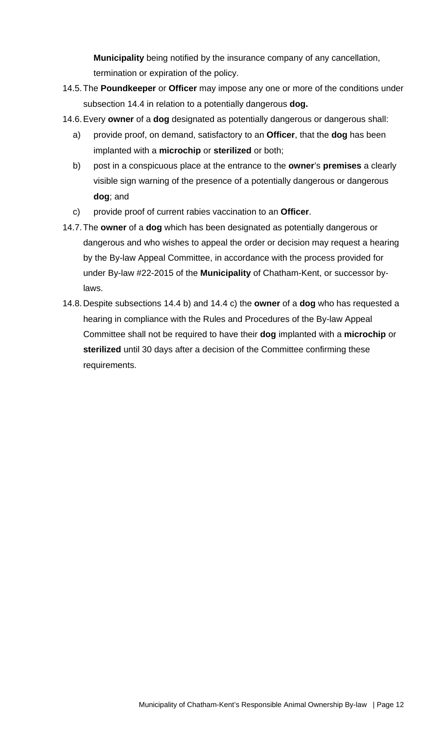**Municipality** being notified by the insurance company of any cancellation, termination or expiration of the policy.

14.5. The **Poundkeeper** or **Officer** may impose any one or more of the conditions under subsection 14.4 in relation to a potentially dangerous **dog.**

14.6. Every **owner** of a **dog** designated as potentially dangerous or dangerous shall:

  a) provide proof, on demand, satisfactory to an **Officer**, that the **dog** has been implanted with a **microchip** or **sterilized** or both;

  b) post in a conspicuous place at the entrance to the **owner**'s **premises** a clearly visible sign warning of the presence of a potentially dangerous or dangerous **dog**; and

  c) provide proof of current rabies vaccination to an **Officer**.

14.7. The **owner** of a **dog** which has been designated as potentially dangerous or dangerous and who wishes to appeal the order or decision may request a hearing by the By-law Appeal Committee, in accordance with the process provided for under By-law #22-2015 of the **Municipality** of Chatham-Kent, or successor by-laws.

14.8. Despite subsections 14.4 b) and 14.4 c) the **owner** of a **dog** who has requested a hearing in compliance with the Rules and Procedures of the By-law Appeal Committee shall not be required to have their **dog** implanted with a **microchip** or **sterilized** until 30 days after a decision of the Committee confirming these requirements.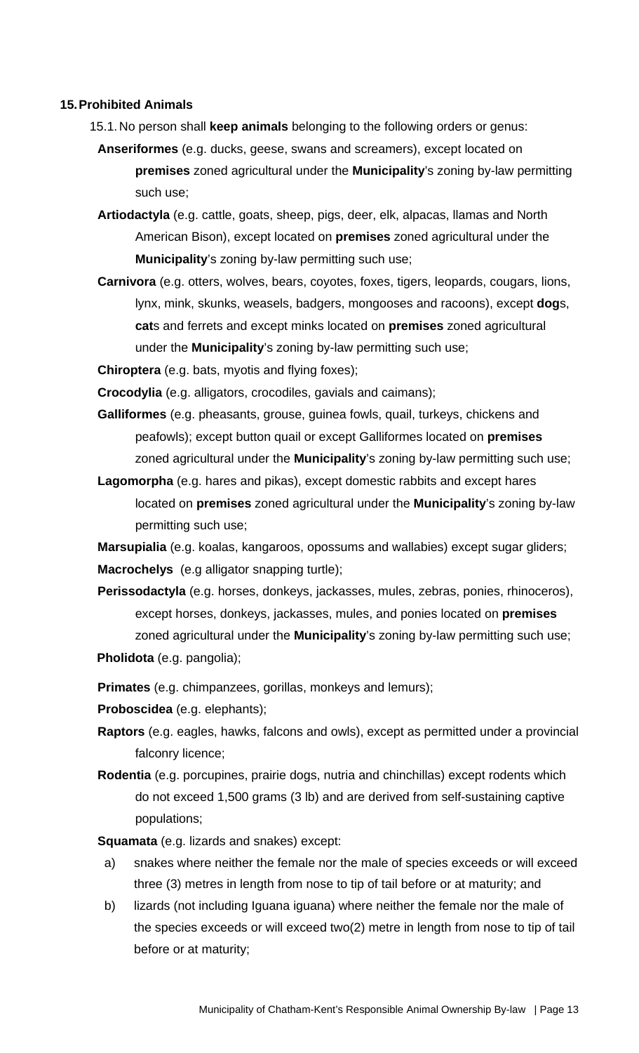## 15. Prohibited Animals

15.1. No person shall **keep animals** belonging to the following orders or genus:

- **Anseriformes** (e.g. ducks, geese, swans and screamers), except located on **premises** zoned agricultural under the **Municipality**'s zoning by-law permitting such use;
- **Artiodactyla** (e.g. cattle, goats, sheep, pigs, deer, elk, alpacas, llamas and North American Bison), except located on **premises** zoned agricultural under the **Municipality**'s zoning by-law permitting such use;
- **Carnivora** (e.g. otters, wolves, bears, coyotes, foxes, tigers, leopards, cougars, lions, lynx, mink, skunks, weasels, badgers, mongooses and racoons), except **dog**s, **cat**s and ferrets and except minks located on **premises** zoned agricultural under the **Municipality**'s zoning by-law permitting such use;
- **Chiroptera** (e.g. bats, myotis and flying foxes);
- **Crocodylia** (e.g. alligators, crocodiles, gavials and caimans);
- **Galliformes** (e.g. pheasants, grouse, guinea fowls, quail, turkeys, chickens and peafowls); except button quail or except Galliformes located on **premises** zoned agricultural under the **Municipality**'s zoning by-law permitting such use;
- **Lagomorpha** (e.g. hares and pikas), except domestic rabbits and except hares located on **premises** zoned agricultural under the **Municipality**'s zoning by-law permitting such use;
- **Marsupialia** (e.g. koalas, kangaroos, opossums and wallabies) except sugar gliders;
- **Macrochelys** (e.g alligator snapping turtle);
- **Perissodactyla** (e.g. horses, donkeys, jackasses, mules, zebras, ponies, rhinoceros), except horses, donkeys, jackasses, mules, and ponies located on **premises** zoned agricultural under the **Municipality**'s zoning by-law permitting such use;
- **Pholidota** (e.g. pangolia);
- **Primates** (e.g. chimpanzees, gorillas, monkeys and lemurs);
- **Proboscidea** (e.g. elephants);
- **Raptors** (e.g. eagles, hawks, falcons and owls), except as permitted under a provincial falconry licence;
- **Rodentia** (e.g. porcupines, prairie dogs, nutria and chinchillas) except rodents which do not exceed 1,500 grams (3 lb) and are derived from self-sustaining captive populations;
- **Squamata** (e.g. lizards and snakes) except:
  - a) snakes where neither the female nor the male of species exceeds or will exceed three (3) metres in length from nose to tip of tail before or at maturity; and
  - b) lizards (not including Iguana iguana) where neither the female nor the male of the species exceeds or will exceed two(2) metre in length from nose to tip of tail before or at maturity;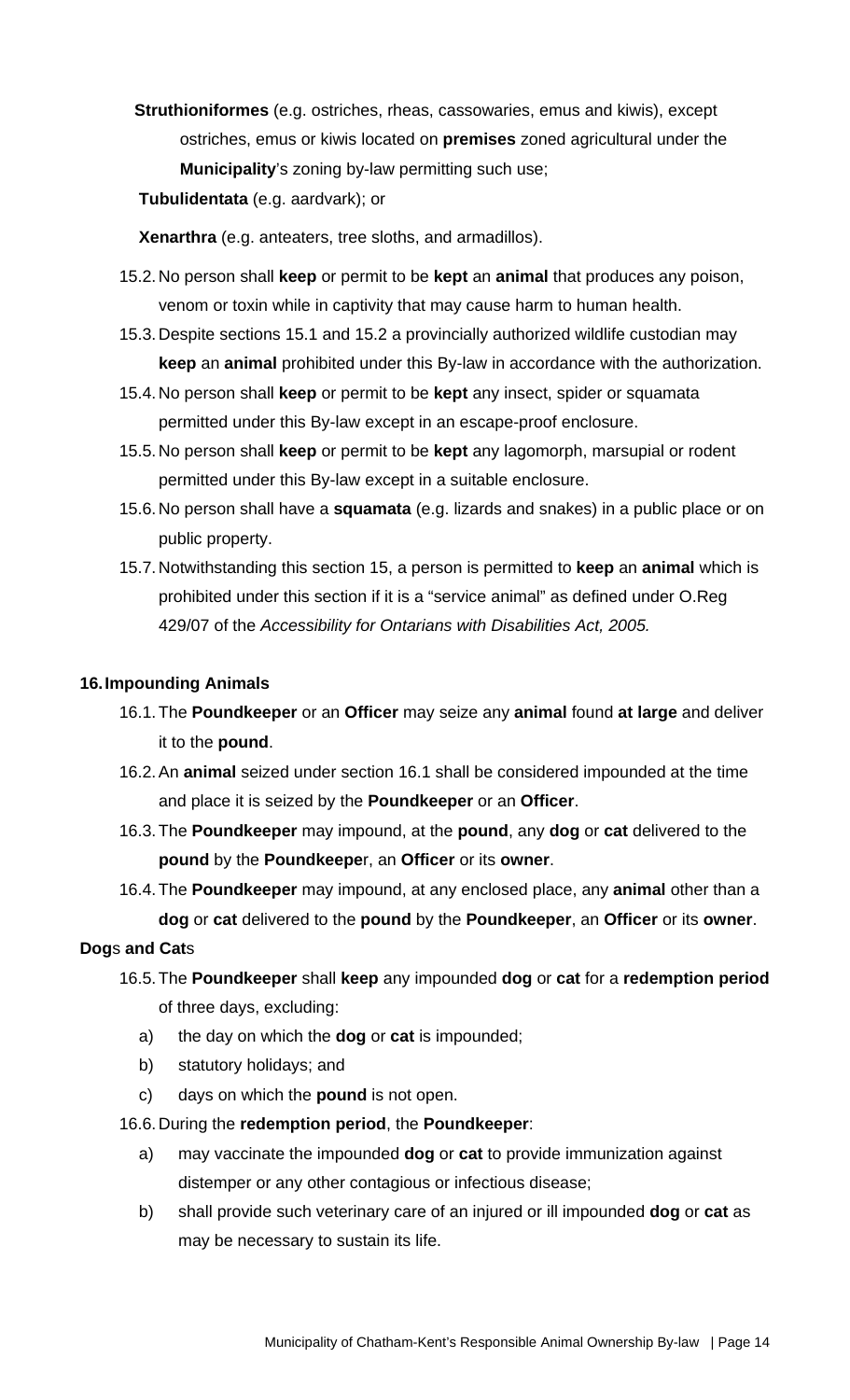**Struthioniformes** (e.g. ostriches, rheas, cassowaries, emus and kiwis), except ostriches, emus or kiwis located on **premises** zoned agricultural under the **Municipality**'s zoning by-law permitting such use;

**Tubulidentata** (e.g. aardvark); or

**Xenarthra** (e.g. anteaters, tree sloths, and armadillos).

15.2. No person shall **keep** or permit to be **kept** an **animal** that produces any poison, venom or toxin while in captivity that may cause harm to human health.

15.3. Despite sections 15.1 and 15.2 a provincially authorized wildlife custodian may **keep** an **animal** prohibited under this By-law in accordance with the authorization.

15.4. No person shall **keep** or permit to be **kept** any insect, spider or squamata permitted under this By-law except in an escape-proof enclosure.

15.5. No person shall **keep** or permit to be **kept** any lagomorph, marsupial or rodent permitted under this By-law except in a suitable enclosure.

15.6. No person shall have a **squamata** (e.g. lizards and snakes) in a public place or on public property.

15.7. Notwithstanding this section 15, a person is permitted to **keep** an **animal** which is prohibited under this section if it is a "service animal" as defined under O.Reg 429/07 of the *Accessibility for Ontarians with Disabilities Act, 2005.*

**16. Impounding Animals**

16.1. The **Poundkeeper** or an **Officer** may seize any **animal** found **at large** and deliver it to the **pound**.

16.2. An **animal** seized under section 16.1 shall be considered impounded at the time and place it is seized by the **Poundkeeper** or an **Officer**.

16.3. The **Poundkeeper** may impound, at the **pound**, any **dog** or **cat** delivered to the **pound** by the **Poundkeeper**, an **Officer** or its **owner**.

16.4. The **Poundkeeper** may impound, at any enclosed place, any **animal** other than a **dog** or **cat** delivered to the **pound** by the **Poundkeeper**, an **Officer** or its **owner**.

**Dog**s **and Cat**s

16.5. The **Poundkeeper** shall **keep** any impounded **dog** or **cat** for a **redemption period** of three days, excluding:

a) the day on which the **dog** or **cat** is impounded;

b) statutory holidays; and

c) days on which the **pound** is not open.

16.6. During the **redemption period**, the **Poundkeeper**:

a) may vaccinate the impounded **dog** or **cat** to provide immunization against distemper or any other contagious or infectious disease;

b) shall provide such veterinary care of an injured or ill impounded **dog** or **cat** as may be necessary to sustain its life.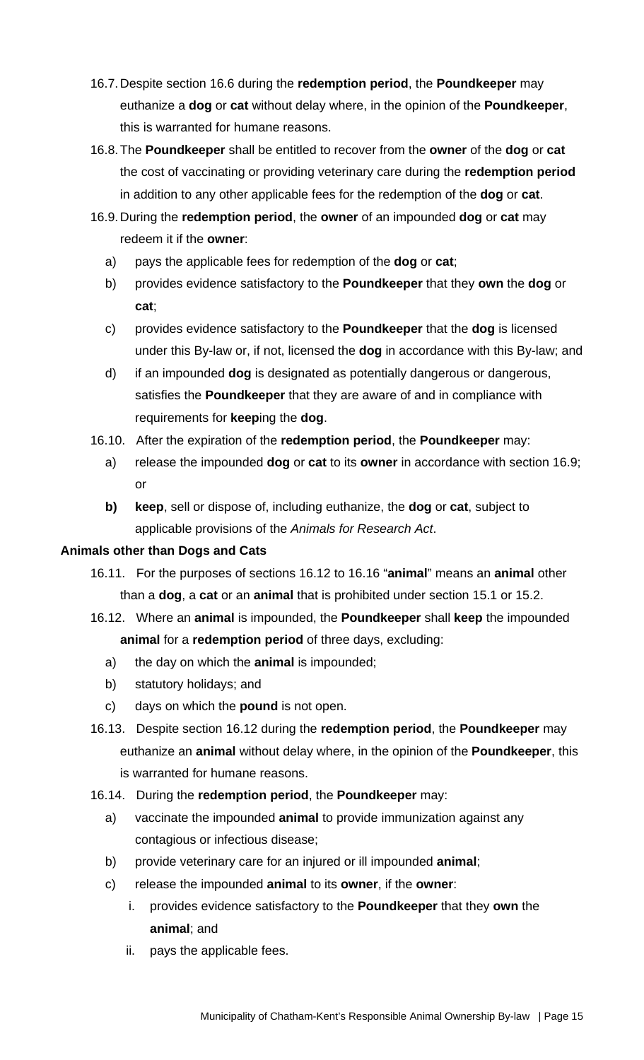16.7. Despite section 16.6 during the **redemption period**, the **Poundkeeper** may euthanize a **dog** or **cat** without delay where, in the opinion of the **Poundkeeper**, this is warranted for humane reasons.

16.8. The **Poundkeeper** shall be entitled to recover from the **owner** of the **dog** or **cat** the cost of vaccinating or providing veterinary care during the **redemption period** in addition to any other applicable fees for the redemption of the **dog** or **cat**.

16.9. During the **redemption period**, the **owner** of an impounded **dog** or **cat** may redeem it if the **owner**:

a) pays the applicable fees for redemption of the **dog** or **cat**;

b) provides evidence satisfactory to the **Poundkeeper** that they **own** the **dog** or **cat**;

c) provides evidence satisfactory to the **Poundkeeper** that the **dog** is licensed under this By-law or, if not, licensed the **dog** in accordance with this By-law; and

d) if an impounded **dog** is designated as potentially dangerous or dangerous, satisfies the **Poundkeeper** that they are aware of and in compliance with requirements for **keep**ing the **dog**.

16.10. After the expiration of the **redemption period**, the **Poundkeeper** may:

a) release the impounded **dog** or **cat** to its **owner** in accordance with section 16.9; or

**b)** **keep**, sell or dispose of, including euthanize, the **dog** or **cat**, subject to applicable provisions of the *Animals for Research Act*.

**Animals other than Dogs and Cats**

16.11. For the purposes of sections 16.12 to 16.16 "**animal**" means an **animal** other than a **dog**, a **cat** or an **animal** that is prohibited under section 15.1 or 15.2.

16.12. Where an **animal** is impounded, the **Poundkeeper** shall **keep** the impounded **animal** for a **redemption period** of three days, excluding:

a) the day on which the **animal** is impounded;

b) statutory holidays; and

c) days on which the **pound** is not open.

16.13. Despite section 16.12 during the **redemption period**, the **Poundkeeper** may euthanize an **animal** without delay where, in the opinion of the **Poundkeeper**, this is warranted for humane reasons.

16.14. During the **redemption period**, the **Poundkeeper** may:

a) vaccinate the impounded **animal** to provide immunization against any contagious or infectious disease;

b) provide veterinary care for an injured or ill impounded **animal**;

c) release the impounded **animal** to its **owner**, if the **owner**:

i. provides evidence satisfactory to the **Poundkeeper** that they **own** the **animal**; and

ii. pays the applicable fees.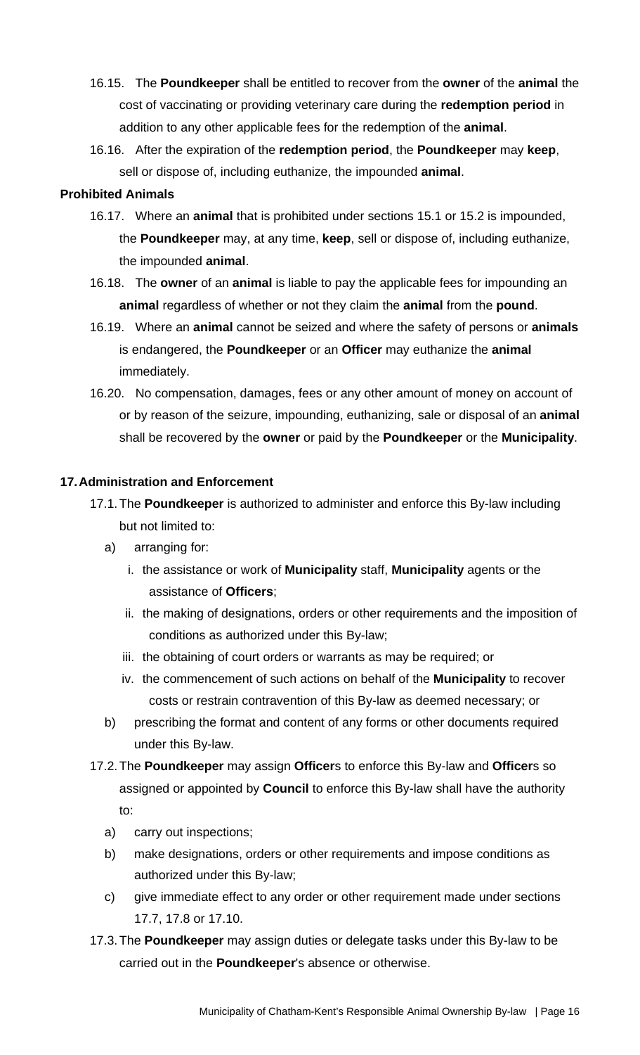16.15. The **Poundkeeper** shall be entitled to recover from the **owner** of the **animal** the cost of vaccinating or providing veterinary care during the **redemption period** in addition to any other applicable fees for the redemption of the **animal**.

16.16. After the expiration of the **redemption period**, the **Poundkeeper** may **keep**, sell or dispose of, including euthanize, the impounded **animal**.

**Prohibited Animals**

16.17. Where an **animal** that is prohibited under sections 15.1 or 15.2 is impounded, the **Poundkeeper** may, at any time, **keep**, sell or dispose of, including euthanize, the impounded **animal**.

16.18. The **owner** of an **animal** is liable to pay the applicable fees for impounding an **animal** regardless of whether or not they claim the **animal** from the **pound**.

16.19. Where an **animal** cannot be seized and where the safety of persons or **animals** is endangered, the **Poundkeeper** or an **Officer** may euthanize the **animal** immediately.

16.20. No compensation, damages, fees or any other amount of money on account of or by reason of the seizure, impounding, euthanizing, sale or disposal of an **animal** shall be recovered by the **owner** or paid by the **Poundkeeper** or the **Municipality**.

## 17. Administration and Enforcement

17.1. The **Poundkeeper** is authorized to administer and enforce this By-law including but not limited to:

a) arranging for:

  i. the assistance or work of **Municipality** staff, **Municipality** agents or the assistance of **Officers**;

  ii. the making of designations, orders or other requirements and the imposition of conditions as authorized under this By-law;

  iii. the obtaining of court orders or warrants as may be required; or

  iv. the commencement of such actions on behalf of the **Municipality** to recover costs or restrain contravention of this By-law as deemed necessary; or

b) prescribing the format and content of any forms or other documents required under this By-law.

17.2. The **Poundkeeper** may assign **Officer**s to enforce this By-law and **Officer**s so assigned or appointed by **Council** to enforce this By-law shall have the authority to:

a) carry out inspections;

b) make designations, orders or other requirements and impose conditions as authorized under this By-law;

c) give immediate effect to any order or other requirement made under sections 17.7, 17.8 or 17.10.

17.3. The **Poundkeeper** may assign duties or delegate tasks under this By-law to be carried out in the **Poundkeeper**'s absence or otherwise.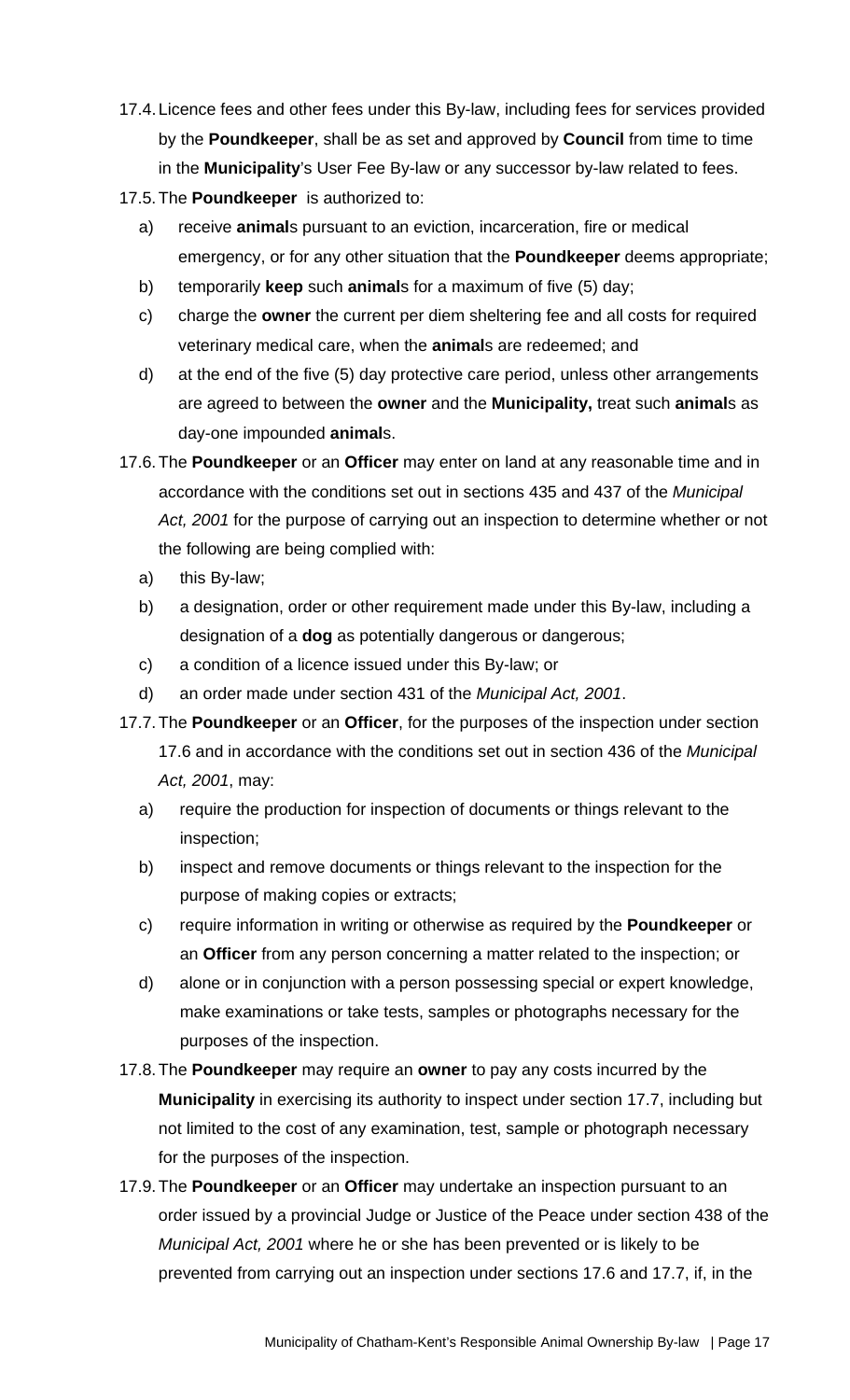17.4. Licence fees and other fees under this By-law, including fees for services provided by the **Poundkeeper**, shall be as set and approved by **Council** from time to time in the **Municipality**'s User Fee By-law or any successor by-law related to fees.

17.5. The **Poundkeeper** is authorized to:

a) receive **animal**s pursuant to an eviction, incarceration, fire or medical emergency, or for any other situation that the **Poundkeeper** deems appropriate;

b) temporarily **keep** such **animal**s for a maximum of five (5) day;

c) charge the **owner** the current per diem sheltering fee and all costs for required veterinary medical care, when the **animal**s are redeemed; and

d) at the end of the five (5) day protective care period, unless other arrangements are agreed to between the **owner** and the **Municipality,** treat such **animal**s as day-one impounded **animal**s.

17.6. The **Poundkeeper** or an **Officer** may enter on land at any reasonable time and in accordance with the conditions set out in sections 435 and 437 of the *Municipal Act, 2001* for the purpose of carrying out an inspection to determine whether or not the following are being complied with:

a) this By-law;

b) a designation, order or other requirement made under this By-law, including a designation of a **dog** as potentially dangerous or dangerous;

c) a condition of a licence issued under this By-law; or

d) an order made under section 431 of the *Municipal Act, 2001*.

17.7. The **Poundkeeper** or an **Officer**, for the purposes of the inspection under section 17.6 and in accordance with the conditions set out in section 436 of the *Municipal Act, 2001*, may:

a) require the production for inspection of documents or things relevant to the inspection;

b) inspect and remove documents or things relevant to the inspection for the purpose of making copies or extracts;

c) require information in writing or otherwise as required by the **Poundkeeper** or an **Officer** from any person concerning a matter related to the inspection; or

d) alone or in conjunction with a person possessing special or expert knowledge, make examinations or take tests, samples or photographs necessary for the purposes of the inspection.

17.8. The **Poundkeeper** may require an **owner** to pay any costs incurred by the **Municipality** in exercising its authority to inspect under section 17.7, including but not limited to the cost of any examination, test, sample or photograph necessary for the purposes of the inspection.

17.9. The **Poundkeeper** or an **Officer** may undertake an inspection pursuant to an order issued by a provincial Judge or Justice of the Peace under section 438 of the *Municipal Act, 2001* where he or she has been prevented or is likely to be prevented from carrying out an inspection under sections 17.6 and 17.7, if, in the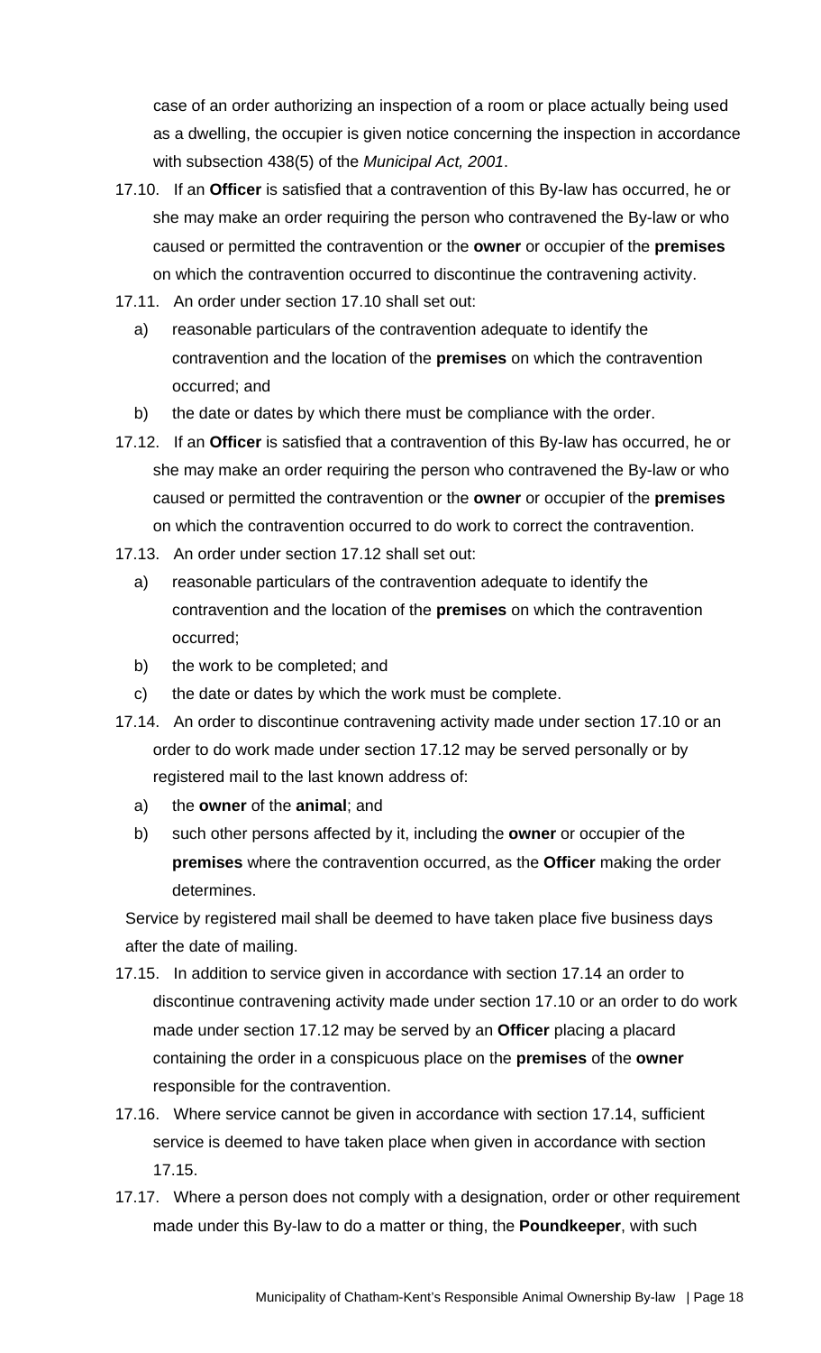case of an order authorizing an inspection of a room or place actually being used as a dwelling, the occupier is given notice concerning the inspection in accordance with subsection 438(5) of the *Municipal Act, 2001*.

17.10. If an **Officer** is satisfied that a contravention of this By-law has occurred, he or she may make an order requiring the person who contravened the By-law or who caused or permitted the contravention or the **owner** or occupier of the **premises** on which the contravention occurred to discontinue the contravening activity.

17.11. An order under section 17.10 shall set out:

a) reasonable particulars of the contravention adequate to identify the contravention and the location of the **premises** on which the contravention occurred; and

b) the date or dates by which there must be compliance with the order.

17.12. If an **Officer** is satisfied that a contravention of this By-law has occurred, he or she may make an order requiring the person who contravened the By-law or who caused or permitted the contravention or the **owner** or occupier of the **premises** on which the contravention occurred to do work to correct the contravention.

17.13. An order under section 17.12 shall set out:

a) reasonable particulars of the contravention adequate to identify the contravention and the location of the **premises** on which the contravention occurred;

b) the work to be completed; and

c) the date or dates by which the work must be complete.

17.14. An order to discontinue contravening activity made under section 17.10 or an order to do work made under section 17.12 may be served personally or by registered mail to the last known address of:

a) the **owner** of the **animal**; and

b) such other persons affected by it, including the **owner** or occupier of the **premises** where the contravention occurred, as the **Officer** making the order determines.

Service by registered mail shall be deemed to have taken place five business days after the date of mailing.

17.15. In addition to service given in accordance with section 17.14 an order to discontinue contravening activity made under section 17.10 or an order to do work made under section 17.12 may be served by an **Officer** placing a placard containing the order in a conspicuous place on the **premises** of the **owner** responsible for the contravention.

17.16. Where service cannot be given in accordance with section 17.14, sufficient service is deemed to have taken place when given in accordance with section 17.15.

17.17. Where a person does not comply with a designation, order or other requirement made under this By-law to do a matter or thing, the **Poundkeeper**, with such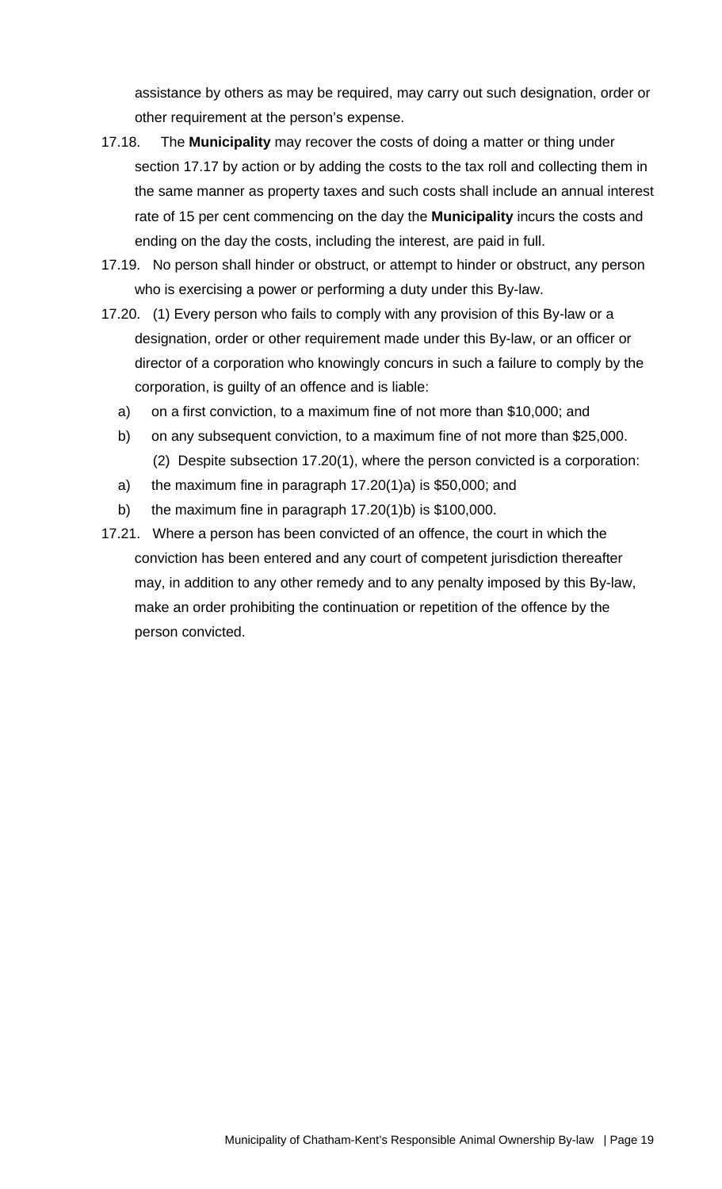assistance by others as may be required, may carry out such designation, order or other requirement at the person's expense.

17.18. The **Municipality** may recover the costs of doing a matter or thing under section 17.17 by action or by adding the costs to the tax roll and collecting them in the same manner as property taxes and such costs shall include an annual interest rate of 15 per cent commencing on the day the **Municipality** incurs the costs and ending on the day the costs, including the interest, are paid in full.

17.19. No person shall hinder or obstruct, or attempt to hinder or obstruct, any person who is exercising a power or performing a duty under this By-law.

17.20. (1) Every person who fails to comply with any provision of this By-law or a designation, order or other requirement made under this By-law, or an officer or director of a corporation who knowingly concurs in such a failure to comply by the corporation, is guilty of an offence and is liable:

a) on a first conviction, to a maximum fine of not more than $10,000; and
b) on any subsequent conviction, to a maximum fine of not more than $25,000.

(2) Despite subsection 17.20(1), where the person convicted is a corporation:

a) the maximum fine in paragraph 17.20(1)a) is $50,000; and
b) the maximum fine in paragraph 17.20(1)b) is $100,000.

17.21. Where a person has been convicted of an offence, the court in which the conviction has been entered and any court of competent jurisdiction thereafter may, in addition to any other remedy and to any penalty imposed by this By-law, make an order prohibiting the continuation or repetition of the offence by the person convicted.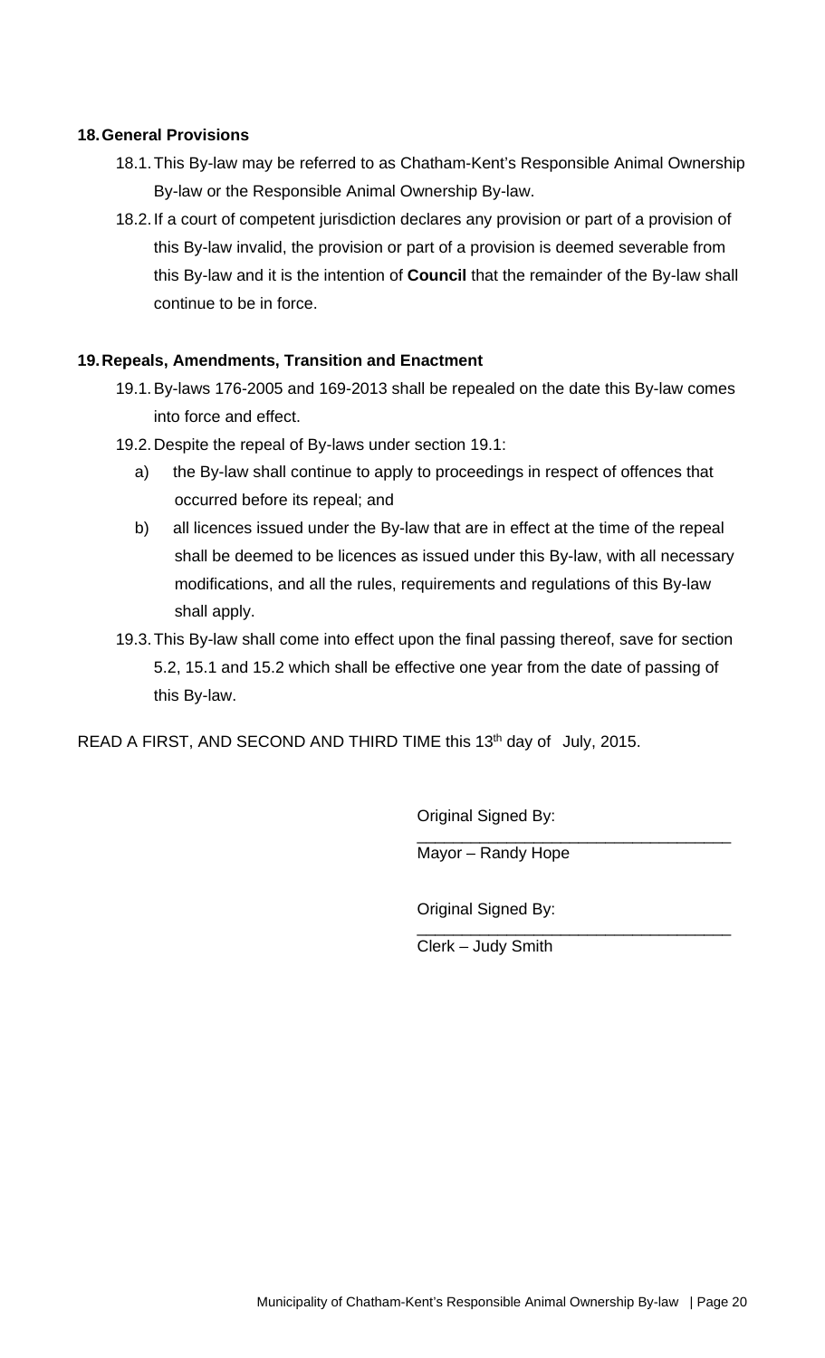## 18. General Provisions

18.1. This By-law may be referred to as Chatham-Kent's Responsible Animal Ownership By-law or the Responsible Animal Ownership By-law.

18.2. If a court of competent jurisdiction declares any provision or part of a provision of this By-law invalid, the provision or part of a provision is deemed severable from this By-law and it is the intention of **Council** that the remainder of the By-law shall continue to be in force.

## 19. Repeals, Amendments, Transition and Enactment

19.1. By-laws 176-2005 and 169-2013 shall be repealed on the date this By-law comes into force and effect.

19.2. Despite the repeal of By-laws under section 19.1:

a) the By-law shall continue to apply to proceedings in respect of offences that occurred before its repeal; and

b) all licences issued under the By-law that are in effect at the time of the repeal shall be deemed to be licences as issued under this By-law, with all necessary modifications, and all the rules, requirements and regulations of this By-law shall apply.

19.3. This By-law shall come into effect upon the final passing thereof, save for section 5.2, 15.1 and 15.2 which shall be effective one year from the date of passing of this By-law.

READ A FIRST, AND SECOND AND THIRD TIME this 13th day of July, 2015.

Original Signed By:
___________________________________
Mayor – Randy Hope

Original Signed By:
___________________________________
Clerk – Judy Smith